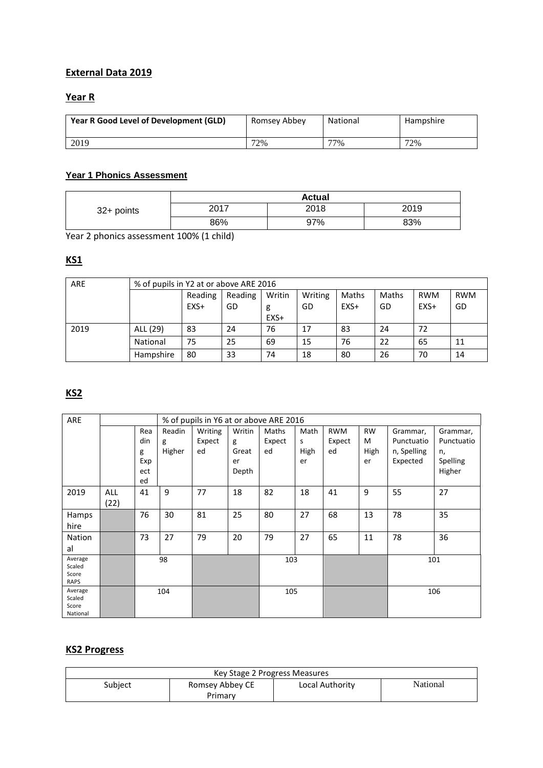## External Data 2019

### Year R

| Year R Good Level of Development (GLD) | Romsey Abbey | National | Hampshire |
|---|---|---|---|
| 2019 | 72% | 77% | 72% |

### Year 1 Phonics Assessment

| 32+ points | Actual | | |
|---|---|---|---|
| | 2017 | 2018 | 2019 |
| | 86% | 97% | 83% |

Year 2 phonics assessment 100% (1 child)

### KS1

| ARE | % of pupils in Y2 at or above ARE 2016 | | | | | | | | |
|---|---|---|---|---|---|---|---|---|---|
| | | Reading EXS+ | Reading GD | Writing EXS+ | Writing GD | Maths EXS+ | Maths GD | RWM EXS+ | RWM GD |
| 2019 | ALL (29) | 83 | 24 | 76 | 17 | 83 | 24 | 72 | |
| | National | 75 | 25 | 69 | 15 | 76 | 22 | 65 | 11 |
| | Hampshire | 80 | 33 | 74 | 18 | 80 | 26 | 70 | 14 |

### KS2

| ARE | | % of pupils in Y6 at or above ARE 2016 | | | | | | | | | |
|---|---|---|---|---|---|---|---|---|---|---|---|
| | | Reading Expected | Reading Higher | Writing Expected | Writing Greater Depth | Maths Expected | Maths Higher | RWM Expected | RWM Higher | Grammar, Punctuation, Spelling Expected | Grammar, Punctuation, Spelling Higher |
| 2019 | ALL (22) | 41 | 9 | 77 | 18 | 82 | 18 | 41 | 9 | 55 | 27 |
| Hampshire | | 76 | 30 | 81 | 25 | 80 | 27 | 68 | 13 | 78 | 35 |
| National | | 73 | 27 | 79 | 20 | 79 | 27 | 65 | 11 | 78 | 36 |
| Average Scaled Score RAPS | | 98 | | | | 103 | | | | 101 | |
| Average Scaled Score National | | 104 | | | | 105 | | | | 106 | |

### KS2 Progress

| Key Stage 2 Progress Measures | | | |
|---|---|---|---|
| Subject | Romsey Abbey CE Primary | Local Authority | National |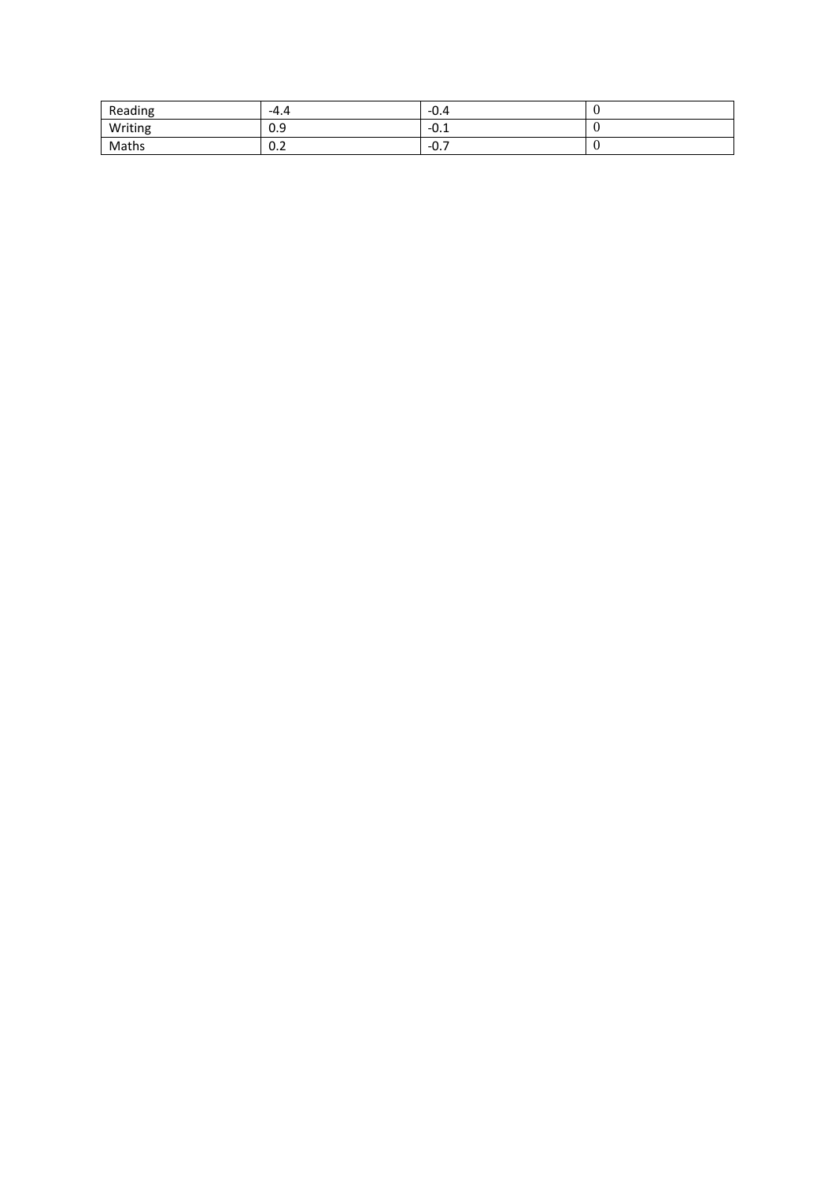| | | | |
|---|---|---|---|
| Reading | -4.4 | -0.4 | 0 |
| Writing | 0.9 | -0.1 | 0 |
| Maths | 0.2 | -0.7 | 0 |